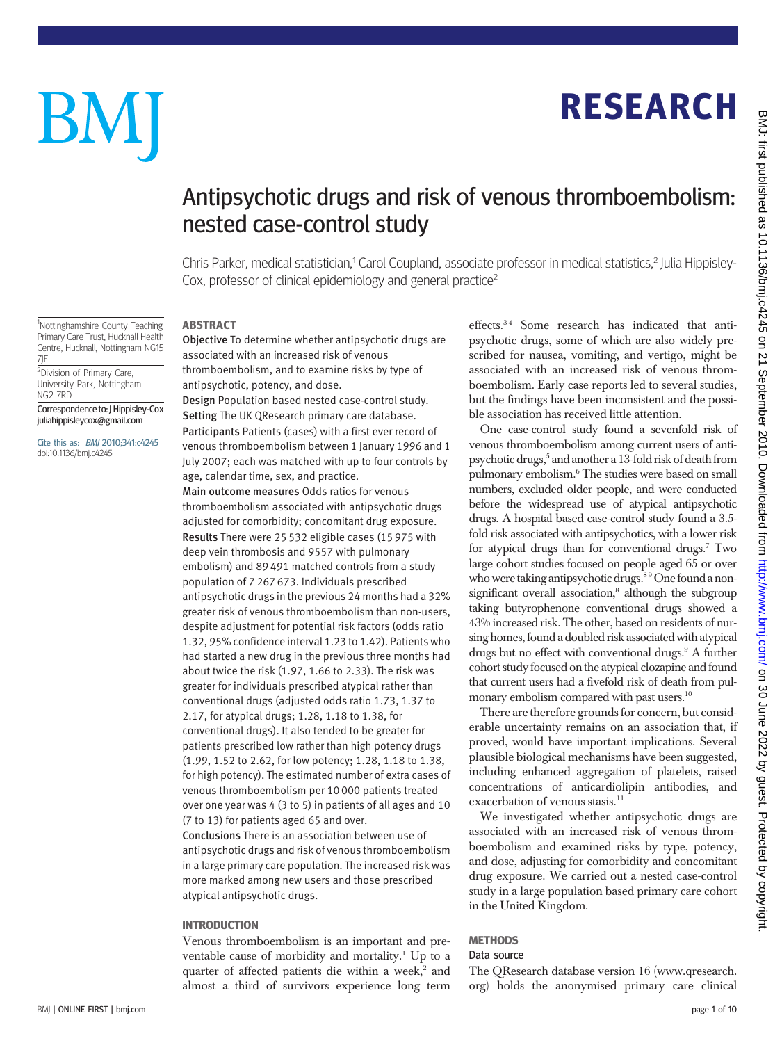# Antipsychotic drugs and risk of venous thromboembolism: nested case-control study

Chris Parker, medical statistician,[1] Carol Coupland, associate professor in medical statistics,[2] Julia Hippisley-Cox, professor of clinical epidemiology and general practice[2]

[1]Nottinghamshire County Teaching Primary Care Trust, Hucknall Health Centre, Hucknall, Nottingham NG15 7JE

[2]Division of Primary Care, University Park, Nottingham NG2 7RD

Correspondence to: J Hippisley-Cox juliahippisleycox@gmail.com

Cite this as: *BMJ* 2010;341:c4245 doi:10.1136/bmj.c4245

## ABSTRACT

**Objective** To determine whether antipsychotic drugs are associated with an increased risk of venous thromboembolism, and to examine risks by type of antipsychotic, potency, and dose.

**Design** Population based nested case-control study.

**Setting** The UK QResearch primary care database.

**Participants** Patients (cases) with a first ever record of venous thromboembolism between 1 January 1996 and 1 July 2007; each was matched with up to four controls by age, calendar time, sex, and practice.

**Main outcome measures** Odds ratios for venous thromboembolism associated with antipsychotic drugs adjusted for comorbidity; concomitant drug exposure.

**Results** There were 25 532 eligible cases (15 975 with deep vein thrombosis and 9557 with pulmonary embolism) and 89 491 matched controls from a study population of 7 267 673. Individuals prescribed antipsychotic drugs in the previous 24 months had a 32% greater risk of venous thromboembolism than non-users, despite adjustment for potential risk factors (odds ratio 1.32, 95% confidence interval 1.23 to 1.42). Patients who had started a new drug in the previous three months had about twice the risk (1.97, 1.66 to 2.33). The risk was greater for individuals prescribed atypical rather than conventional drugs (adjusted odds ratio 1.73, 1.37 to 2.17, for atypical drugs; 1.28, 1.18 to 1.38, for conventional drugs). It also tended to be greater for patients prescribed low rather than high potency drugs (1.99, 1.52 to 2.62, for low potency; 1.28, 1.18 to 1.38, for high potency). The estimated number of extra cases of venous thromboembolism per 10 000 patients treated over one year was 4 (3 to 5) in patients of all ages and 10 (7 to 13) for patients aged 65 and over.

**Conclusions** There is an association between use of antipsychotic drugs and risk of venous thromboembolism in a large primary care population. The increased risk was more marked among new users and those prescribed atypical antipsychotic drugs.

## INTRODUCTION

Venous thromboembolism is an important and preventable cause of morbidity and mortality.[1] Up to a quarter of affected patients die within a week,[2] and almost a third of survivors experience long term effects.[3 4] Some research has indicated that antipsychotic drugs, some of which are also widely prescribed for nausea, vomiting, and vertigo, might be associated with an increased risk of venous thromboembolism. Early case reports led to several studies, but the findings have been inconsistent and the possible association has received little attention.

One case-control study found a sevenfold risk of venous thromboembolism among current users of antipsychotic drugs,[5] and another a 13-fold risk of death from pulmonary embolism.[6] The studies were based on small numbers, excluded older people, and were conducted before the widespread use of atypical antipsychotic drugs. A hospital based case-control study found a 3.5-fold risk associated with antipsychotics, with a lower risk for atypical drugs than for conventional drugs.[7] Two large cohort studies focused on people aged 65 or over who were taking antipsychotic drugs.[8 9] One found a non-significant overall association,[8] although the subgroup taking butyrophenone conventional drugs showed a 43% increased risk. The other, based on residents of nursing homes, found a doubled risk associated with atypical drugs but no effect with conventional drugs.[9] A further cohort study focused on the atypical clozapine and found that current users had a fivefold risk of death from pulmonary embolism compared with past users.[10]

There are therefore grounds for concern, but considerable uncertainty remains on an association that, if proved, would have important implications. Several plausible biological mechanisms have been suggested, including enhanced aggregation of platelets, raised concentrations of anticardiolipin antibodies, and exacerbation of venous stasis.[11]

We investigated whether antipsychotic drugs are associated with an increased risk of venous thromboembolism and examined risks by type, potency, and dose, adjusting for comorbidity and concomitant drug exposure. We carried out a nested case-control study in a large population based primary care cohort in the United Kingdom.

## METHODS

### Data source

The QResearch database version 16 (www.qresearch.org) holds the anonymised primary care clinical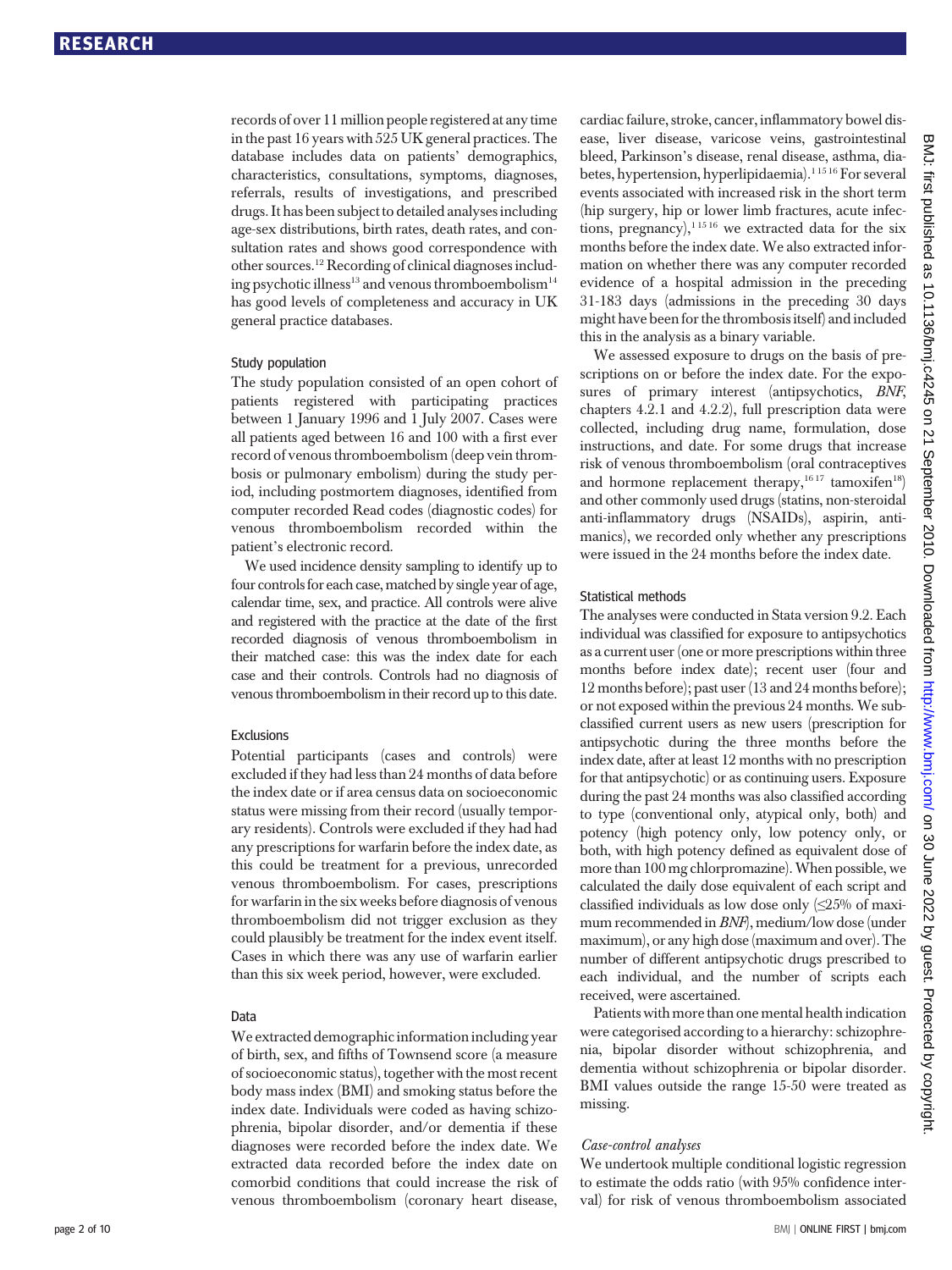records of over 11 million people registered at any time in the past 16 years with 525 UK general practices. The database includes data on patients' demographics, characteristics, consultations, symptoms, diagnoses, referrals, results of investigations, and prescribed drugs. It has been subject to detailed analyses including age-sex distributions, birth rates, death rates, and consultation rates and shows good correspondence with other sources.[12] Recording of clinical diagnoses including psychotic illness[13] and venous thromboembolism[14] has good levels of completeness and accuracy in UK general practice databases.

### Study population

The study population consisted of an open cohort of patients registered with participating practices between 1 January 1996 and 1 July 2007. Cases were all patients aged between 16 and 100 with a first ever record of venous thromboembolism (deep vein thrombosis or pulmonary embolism) during the study period, including postmortem diagnoses, identified from computer recorded Read codes (diagnostic codes) for venous thromboembolism recorded within the patient's electronic record.

We used incidence density sampling to identify up to four controls for each case, matched by single year of age, calendar time, sex, and practice. All controls were alive and registered with the practice at the date of the first recorded diagnosis of venous thromboembolism in their matched case: this was the index date for each case and their controls. Controls had no diagnosis of venous thromboembolism in their record up to this date.

### Exclusions

Potential participants (cases and controls) were excluded if they had less than 24 months of data before the index date or if area census data on socioeconomic status were missing from their record (usually temporary residents). Controls were excluded if they had had any prescriptions for warfarin before the index date, as this could be treatment for a previous, unrecorded venous thromboembolism. For cases, prescriptions for warfarin in the six weeks before diagnosis of venous thromboembolism did not trigger exclusion as they could plausibly be treatment for the index event itself. Cases in which there was any use of warfarin earlier than this six week period, however, were excluded.

### Data

We extracted demographic information including year of birth, sex, and fifths of Townsend score (a measure of socioeconomic status), together with the most recent body mass index (BMI) and smoking status before the index date. Individuals were coded as having schizophrenia, bipolar disorder, and/or dementia if these diagnoses were recorded before the index date. We extracted data recorded before the index date on comorbid conditions that could increase the risk of venous thromboembolism (coronary heart disease, cardiac failure, stroke, cancer, inflammatory bowel disease, liver disease, varicose veins, gastrointestinal bleed, Parkinson's disease, renal disease, asthma, diabetes, hypertension, hyperlipidaemia).[1,15,16] For several events associated with increased risk in the short term (hip surgery, hip or lower limb fractures, acute infections, pregnancy),[1,15,16] we extracted data for the six months before the index date. We also extracted information on whether there was any computer recorded evidence of a hospital admission in the preceding 31-183 days (admissions in the preceding 30 days might have been for the thrombosis itself) and included this in the analysis as a binary variable.

We assessed exposure to drugs on the basis of prescriptions on or before the index date. For the exposures of primary interest (antipsychotics, *BNF*, chapters 4.2.1 and 4.2.2), full prescription data were collected, including drug name, formulation, dose instructions, and date. For some drugs that increase risk of venous thromboembolism (oral contraceptives and hormone replacement therapy,[16,17] tamoxifen[18]) and other commonly used drugs (statins, non-steroidal anti-inflammatory drugs (NSAIDs), aspirin, antimanics), we recorded only whether any prescriptions were issued in the 24 months before the index date.

### Statistical methods

The analyses were conducted in Stata version 9.2. Each individual was classified for exposure to antipsychotics as a current user (one or more prescriptions within three months before index date); recent user (four and 12 months before); past user (13 and 24 months before); or not exposed within the previous 24 months. We subclassified current users as new users (prescription for antipsychotic during the three months before the index date, after at least 12 months with no prescription for that antipsychotic) or as continuing users. Exposure during the past 24 months was also classified according to type (conventional only, atypical only, both) and potency (high potency only, low potency only, or both, with high potency defined as equivalent dose of more than 100 mg chlorpromazine). When possible, we calculated the daily dose equivalent of each script and classified individuals as low dose only (≤25% of maximum recommended in *BNF*), medium/low dose (under maximum), or any high dose (maximum and over). The number of different antipsychotic drugs prescribed to each individual, and the number of scripts each received, were ascertained.

Patients with more than one mental health indication were categorised according to a hierarchy: schizophrenia, bipolar disorder without schizophrenia, and dementia without schizophrenia or bipolar disorder. BMI values outside the range 15-50 were treated as missing.

#### *Case-control analyses*

We undertook multiple conditional logistic regression to estimate the odds ratio (with 95% confidence interval) for risk of venous thromboembolism associated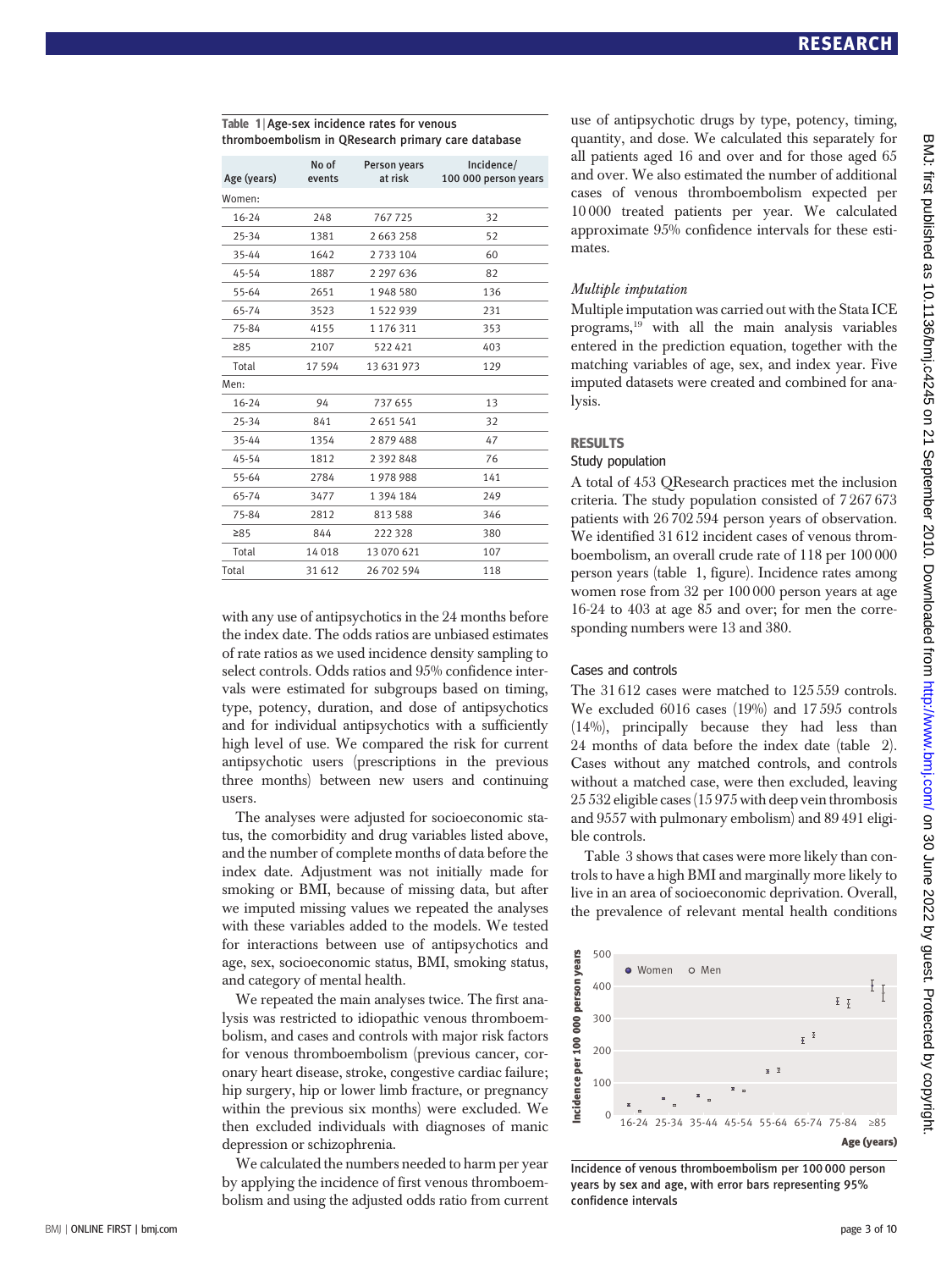**Table 1 | Age-sex incidence rates for venous thromboembolism in QResearch primary care database**

| Age (years) | No of events | Person years at risk | Incidence/ 100 000 person years |
|---|---|---|---|
| Women: | | | |
| 16-24 | 248 | 767 725 | 32 |
| 25-34 | 1381 | 2 663 258 | 52 |
| 35-44 | 1642 | 2 733 104 | 60 |
| 45-54 | 1887 | 2 297 636 | 82 |
| 55-64 | 2651 | 1 948 580 | 136 |
| 65-74 | 3523 | 1 522 939 | 231 |
| 75-84 | 4155 | 1 176 311 | 353 |
| ≥85 | 2107 | 522 421 | 403 |
| Total | 17 594 | 13 631 973 | 129 |
| Men: | | | |
| 16-24 | 94 | 737 655 | 13 |
| 25-34 | 841 | 2 651 541 | 32 |
| 35-44 | 1354 | 2 879 488 | 47 |
| 45-54 | 1812 | 2 392 848 | 76 |
| 55-64 | 2784 | 1 978 988 | 141 |
| 65-74 | 3477 | 1 394 184 | 249 |
| 75-84 | 2812 | 813 588 | 346 |
| ≥85 | 844 | 222 328 | 380 |
| Total | 14 018 | 13 070 621 | 107 |
| Total | 31 612 | 26 702 594 | 118 |

with any use of antipsychotics in the 24 months before the index date. The odds ratios are unbiased estimates of rate ratios as we used incidence density sampling to select controls. Odds ratios and 95% confidence intervals were estimated for subgroups based on timing, type, potency, duration, and dose of antipsychotics and for individual antipsychotics with a sufficiently high level of use. We compared the risk for current antipsychotic users (prescriptions in the previous three months) between new users and continuing users.

The analyses were adjusted for socioeconomic status, the comorbidity and drug variables listed above, and the number of complete months of data before the index date. Adjustment was not initially made for smoking or BMI, because of missing data, but after we imputed missing values we repeated the analyses with these variables added to the models. We tested for interactions between use of antipsychotics and age, sex, socioeconomic status, BMI, smoking status, and category of mental health.

We repeated the main analyses twice. The first analysis was restricted to idiopathic venous thromboembolism, and cases and controls with major risk factors for venous thromboembolism (previous cancer, coronary heart disease, stroke, congestive cardiac failure; hip surgery, hip or lower limb fracture, or pregnancy within the previous six months) were excluded. We then excluded individuals with diagnoses of manic depression or schizophrenia.

We calculated the numbers needed to harm per year by applying the incidence of first venous thromboembolism and using the adjusted odds ratio from current use of antipsychotic drugs by type, potency, timing, quantity, and dose. We calculated this separately for all patients aged 16 and over and for those aged 65 and over. We also estimated the number of additional cases of venous thromboembolism expected per 10 000 treated patients per year. We calculated approximate 95% confidence intervals for these estimates.

*Multiple imputation*

Multiple imputation was carried out with the Stata ICE programs,[19] with all the main analysis variables entered in the prediction equation, together with the matching variables of age, sex, and index year. Five imputed datasets were created and combined for analysis.

## RESULTS

### Study population

A total of 453 QResearch practices met the inclusion criteria. The study population consisted of 7 267 673 patients with 26 702 594 person years of observation. We identified 31 612 incident cases of venous thromboembolism, an overall crude rate of 118 per 100 000 person years (table 1, figure). Incidence rates among women rose from 32 per 100 000 person years at age 16-24 to 403 at age 85 and over; for men the corresponding numbers were 13 and 380.

### Cases and controls

The 31 612 cases were matched to 125 559 controls. We excluded 6016 cases (19%) and 17 595 controls (14%), principally because they had less than 24 months of data before the index date (table 2). Cases without any matched controls, and controls without a matched case, were then excluded, leaving 25 532 eligible cases (15 975 with deep vein thrombosis and 9557 with pulmonary embolism) and 89 491 eligible controls.

Table 3 shows that cases were more likely than controls to have a high BMI and marginally more likely to live in an area of socioeconomic deprivation. Overall, the prevalence of relevant mental health conditions

Incidence of venous thromboembolism per 100 000 person years by sex and age, with error bars representing 95% confidence intervals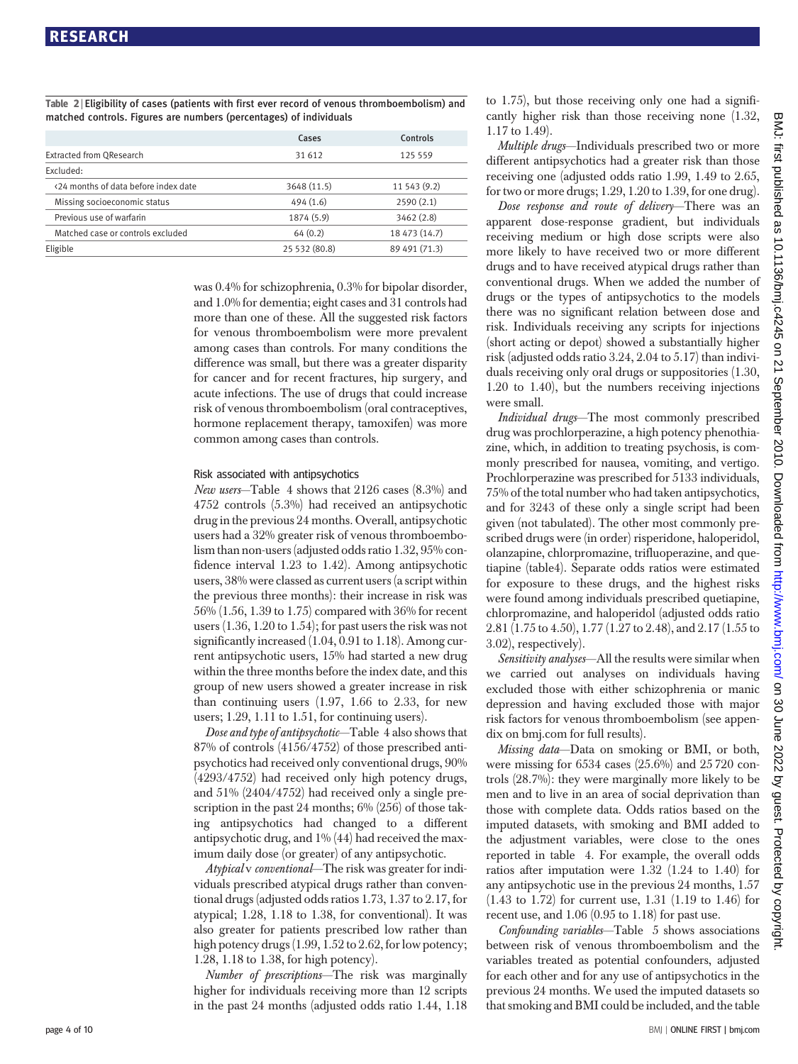Table 2 | Eligibility of cases (patients with first ever record of venous thromboembolism) and matched controls. Figures are numbers (percentages) of individuals

| | Cases | Controls |
|---|---|---|
| Extracted from QResearch | 31 612 | 125 559 |
| Excluded: | | |
| <24 months of data before index date | 3648 (11.5) | 11 543 (9.2) |
| Missing socioeconomic status | 494 (1.6) | 2590 (2.1) |
| Previous use of warfarin | 1874 (5.9) | 3462 (2.8) |
| Matched case or controls excluded | 64 (0.2) | 18 473 (14.7) |
| Eligible | 25 532 (80.8) | 89 491 (71.3) |

was 0.4% for schizophrenia, 0.3% for bipolar disorder, and 1.0% for dementia; eight cases and 31 controls had more than one of these. All the suggested risk factors for venous thromboembolism were more prevalent among cases than controls. For many conditions the difference was small, but there was a greater disparity for cancer and for recent fractures, hip surgery, and acute infections. The use of drugs that could increase risk of venous thromboembolism (oral contraceptives, hormone replacement therapy, tamoxifen) was more common among cases than controls.

### Risk associated with antipsychotics

*New users*—Table 4 shows that 2126 cases (8.3%) and 4752 controls (5.3%) had received an antipsychotic drug in the previous 24 months. Overall, antipsychotic users had a 32% greater risk of venous thromboembolism than non-users (adjusted odds ratio 1.32, 95% confidence interval 1.23 to 1.42). Among antipsychotic users, 38% were classed as current users (a script within the previous three months): their increase in risk was 56% (1.56, 1.39 to 1.75) compared with 36% for recent users (1.36, 1.20 to 1.54); for past users the risk was not significantly increased (1.04, 0.91 to 1.18). Among current antipsychotic users, 15% had started a new drug within the three months before the index date, and this group of new users showed a greater increase in risk than continuing users (1.97, 1.66 to 2.33, for new users; 1.29, 1.11 to 1.51, for continuing users).

*Dose and type of antipsychotic*—Table 4 also shows that 87% of controls (4156/4752) of those prescribed antipsychotics had received only conventional drugs, 90% (4293/4752) had received only high potency drugs, and 51% (2404/4752) had received only a single prescription in the past 24 months; 6% (256) of those taking antipsychotics had changed to a different antipsychotic drug, and 1% (44) had received the maximum daily dose (or greater) of any antipsychotic.

*Atypical* v *conventional*—The risk was greater for individuals prescribed atypical drugs rather than conventional drugs (adjusted odds ratios 1.73, 1.37 to 2.17, for atypical; 1.28, 1.18 to 1.38, for conventional). It was also greater for patients prescribed low rather than high potency drugs (1.99, 1.52 to 2.62, for low potency; 1.28, 1.18 to 1.38, for high potency).

*Number of prescriptions*—The risk was marginally higher for individuals receiving more than 12 scripts in the past 24 months (adjusted odds ratio 1.44, 1.18 to 1.75), but those receiving only one had a significantly higher risk than those receiving none (1.32, 1.17 to 1.49).

*Multiple drugs*—Individuals prescribed two or more different antipsychotics had a greater risk than those receiving one (adjusted odds ratio 1.99, 1.49 to 2.65, for two or more drugs; 1.29, 1.20 to 1.39, for one drug).

*Dose response and route of delivery*—There was an apparent dose-response gradient, but individuals receiving medium or high dose scripts were also more likely to have received two or more different drugs and to have received atypical drugs rather than conventional drugs. When we added the number of drugs or the types of antipsychotics to the models there was no significant relation between dose and risk. Individuals receiving any scripts for injections (short acting or depot) showed a substantially higher risk (adjusted odds ratio 3.24, 2.04 to 5.17) than individuals receiving only oral drugs or suppositories (1.30, 1.20 to 1.40), but the numbers receiving injections were small.

*Individual drugs*—The most commonly prescribed drug was prochlorperazine, a high potency phenothiazine, which, in addition to treating psychosis, is commonly prescribed for nausea, vomiting, and vertigo. Prochlorperazine was prescribed for 5133 individuals, 75% of the total number who had taken antipsychotics, and for 3243 of these only a single script had been given (not tabulated). The other most commonly prescribed drugs were (in order) risperidone, haloperidol, olanzapine, chlorpromazine, trifluoperazine, and quetiapine (table4). Separate odds ratios were estimated for exposure to these drugs, and the highest risks were found among individuals prescribed quetiapine, chlorpromazine, and haloperidol (adjusted odds ratio 2.81 (1.75 to 4.50), 1.77 (1.27 to 2.48), and 2.17 (1.55 to 3.02), respectively).

*Sensitivity analyses*—All the results were similar when we carried out analyses on individuals having excluded those with either schizophrenia or manic depression and having excluded those with major risk factors for venous thromboembolism (see appendix on bmj.com for full results).

*Missing data*—Data on smoking or BMI, or both, were missing for 6534 cases (25.6%) and 25 720 controls (28.7%): they were marginally more likely to be men and to live in an area of social deprivation than those with complete data. Odds ratios based on the imputed datasets, with smoking and BMI added to the adjustment variables, were close to the ones reported in table 4. For example, the overall odds ratios after imputation were 1.32 (1.24 to 1.40) for any antipsychotic use in the previous 24 months, 1.57 (1.43 to 1.72) for current use, 1.31 (1.19 to 1.46) for recent use, and 1.06 (0.95 to 1.18) for past use.

*Confounding variables*—Table 5 shows associations between risk of venous thromboembolism and the variables treated as potential confounders, adjusted for each other and for any use of antipsychotics in the previous 24 months. We used the imputed datasets so that smoking and BMI could be included, and the table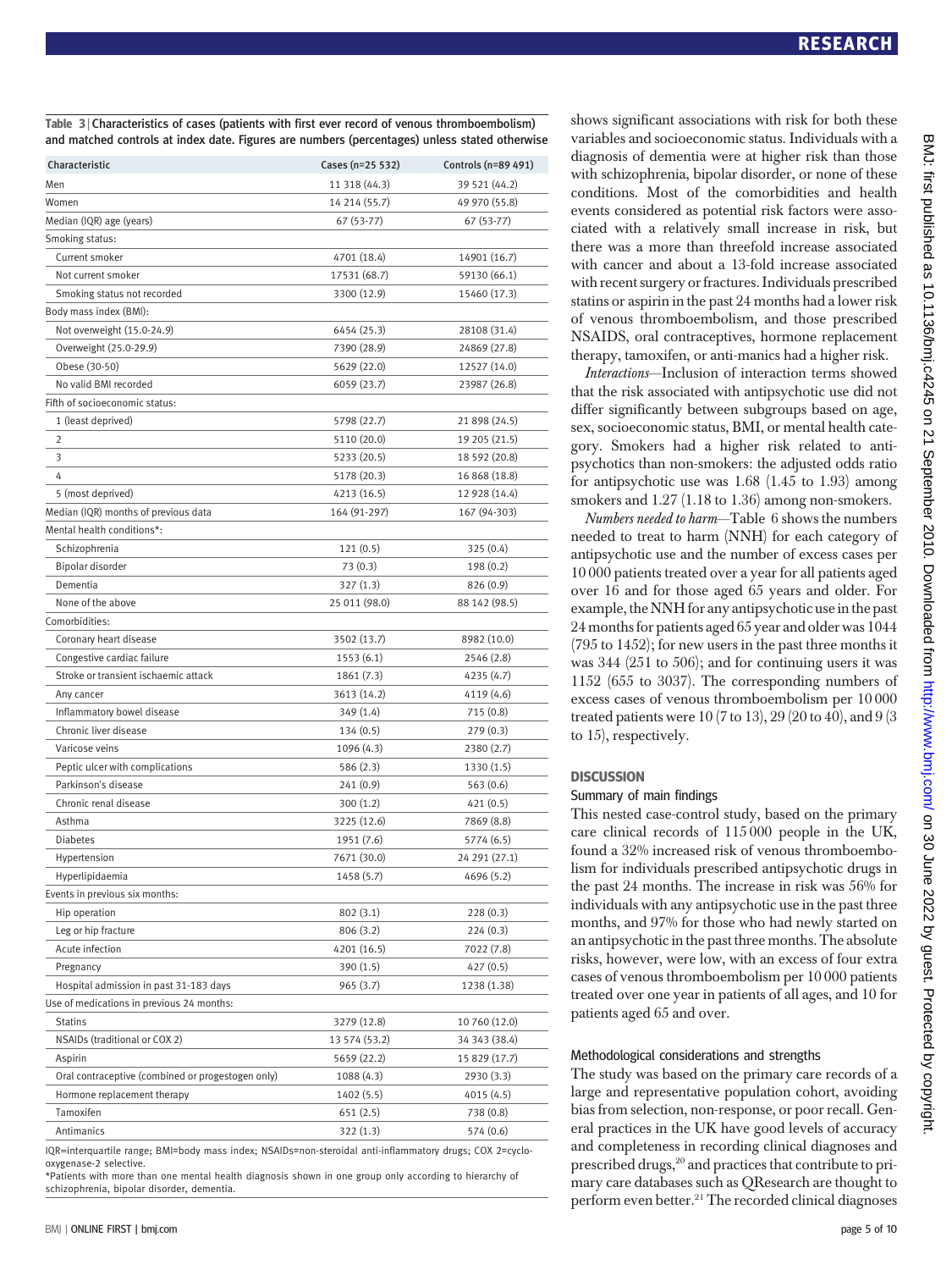**Table 3** | Characteristics of cases (patients with first ever record of venous thromboembolism) and matched controls at index date. Figures are numbers (percentages) unless stated otherwise

| Characteristic | Cases (n=25 532) | Controls (n=89 491) |
|---|---|---|
| Men | 11 318 (44.3) | 39 521 (44.2) |
| Women | 14 214 (55.7) | 49 970 (55.8) |
| Median (IQR) age (years) | 67 (53-77) | 67 (53-77) |
| Smoking status: | | |
| Current smoker | 4701 (18.4) | 14901 (16.7) |
| Not current smoker | 17531 (68.7) | 59130 (66.1) |
| Smoking status not recorded | 3300 (12.9) | 15460 (17.3) |
| Body mass index (BMI): | | |
| Not overweight (15.0-24.9) | 6454 (25.3) | 28108 (31.4) |
| Overweight (25.0-29.9) | 7390 (28.9) | 24869 (27.8) |
| Obese (30-50) | 5629 (22.0) | 12527 (14.0) |
| No valid BMI recorded | 6059 (23.7) | 23987 (26.8) |
| Fifth of socioeconomic status: | | |
| 1 (least deprived) | 5798 (22.7) | 21 898 (24.5) |
| 2 | 5110 (20.0) | 19 205 (21.5) |
| 3 | 5233 (20.5) | 18 592 (20.8) |
| 4 | 5178 (20.3) | 16 868 (18.8) |
| 5 (most deprived) | 4213 (16.5) | 12 928 (14.4) |
| Median (IQR) months of previous data | 164 (91-297) | 167 (94-303) |
| Mental health conditions*: | | |
| Schizophrenia | 121 (0.5) | 325 (0.4) |
| Bipolar disorder | 73 (0.3) | 198 (0.2) |
| Dementia | 327 (1.3) | 826 (0.9) |
| None of the above | 25 011 (98.0) | 88 142 (98.5) |
| Comorbidities: | | |
| Coronary heart disease | 3502 (13.7) | 8982 (10.0) |
| Congestive cardiac failure | 1553 (6.1) | 2546 (2.8) |
| Stroke or transient ischaemic attack | 1861 (7.3) | 4235 (4.7) |
| Any cancer | 3613 (14.2) | 4119 (4.6) |
| Inflammatory bowel disease | 349 (1.4) | 715 (0.8) |
| Chronic liver disease | 134 (0.5) | 279 (0.3) |
| Varicose veins | 1096 (4.3) | 2380 (2.7) |
| Peptic ulcer with complications | 586 (2.3) | 1330 (1.5) |
| Parkinson's disease | 241 (0.9) | 563 (0.6) |
| Chronic renal disease | 300 (1.2) | 421 (0.5) |
| Asthma | 3225 (12.6) | 7869 (8.8) |
| Diabetes | 1951 (7.6) | 5774 (6.5) |
| Hypertension | 7671 (30.0) | 24 291 (27.1) |
| Hyperlipidaemia | 1458 (5.7) | 4696 (5.2) |
| Events in previous six months: | | |
| Hip operation | 802 (3.1) | 228 (0.3) |
| Leg or hip fracture | 806 (3.2) | 224 (0.3) |
| Acute infection | 4201 (16.5) | 7022 (7.8) |
| Pregnancy | 390 (1.5) | 427 (0.5) |
| Hospital admission in past 31-183 days | 965 (3.7) | 1238 (1.38) |
| Use of medications in previous 24 months: | | |
| Statins | 3279 (12.8) | 10 760 (12.0) |
| NSAIDs (traditional or COX 2) | 13 574 (53.2) | 34 343 (38.4) |
| Aspirin | 5659 (22.2) | 15 829 (17.7) |
| Oral contraceptive (combined or progestogen only) | 1088 (4.3) | 2930 (3.3) |
| Hormone replacement therapy | 1402 (5.5) | 4015 (4.5) |
| Tamoxifen | 651 (2.5) | 738 (0.8) |
| Antimanics | 322 (1.3) | 574 (0.6) |

IQR=interquartile range; BMI=body mass index; NSAIDs=non-steroidal anti-inflammatory drugs; COX 2=cyclo-oxygenase-2 selective.
*Patients with more than one mental health diagnosis shown in one group only according to hierarchy of schizophrenia, bipolar disorder, dementia.

shows significant associations with risk for both these variables and socioeconomic status. Individuals with a diagnosis of dementia were at higher risk than those with schizophrenia, bipolar disorder, or none of these conditions. Most of the comorbidities and health events considered as potential risk factors were associated with a relatively small increase in risk, but there was a more than threefold increase associated with cancer and about a 13-fold increase associated with recent surgery or fractures. Individuals prescribed statins or aspirin in the past 24 months had a lower risk of venous thromboembolism, and those prescribed NSAIDS, oral contraceptives, hormone replacement therapy, tamoxifen, or anti-manics had a higher risk.

*Interactions*—Inclusion of interaction terms showed that the risk associated with antipsychotic use did not differ significantly between subgroups based on age, sex, socioeconomic status, BMI, or mental health category. Smokers had a higher risk related to antipsychotics than non-smokers: the adjusted odds ratio for antipsychotic use was 1.68 (1.45 to 1.93) among smokers and 1.27 (1.18 to 1.36) among non-smokers.

*Numbers needed to harm*—Table 6 shows the numbers needed to treat to harm (NNH) for each category of antipsychotic use and the number of excess cases per 10 000 patients treated over a year for all patients aged over 16 and for those aged 65 years and older. For example, the NNH for any antipsychotic use in the past 24 months for patients aged 65 year and older was 1044 (795 to 1452); for new users in the past three months it was 344 (251 to 506); and for continuing users it was 1152 (655 to 3037). The corresponding numbers of excess cases of venous thromboembolism per 10 000 treated patients were 10 (7 to 13), 29 (20 to 40), and 9 (3 to 15), respectively.

## DISCUSSION

### Summary of main findings

This nested case-control study, based on the primary care clinical records of 115 000 people in the UK, found a 32% increased risk of venous thromboembolism for individuals prescribed antipsychotic drugs in the past 24 months. The increase in risk was 56% for individuals with any antipsychotic use in the past three months, and 97% for those who had newly started on an antipsychotic in the past three months. The absolute risks, however, were low, with an excess of four extra cases of venous thromboembolism per 10 000 patients treated over one year in patients of all ages, and 10 for patients aged 65 and over.

### Methodological considerations and strengths

The study was based on the primary care records of a large and representative population cohort, avoiding bias from selection, non-response, or poor recall. General practices in the UK have good levels of accuracy and completeness in recording clinical diagnoses and prescribed drugs,[20] and practices that contribute to primary care databases such as QResearch are thought to perform even better.[21] The recorded clinical diagnoses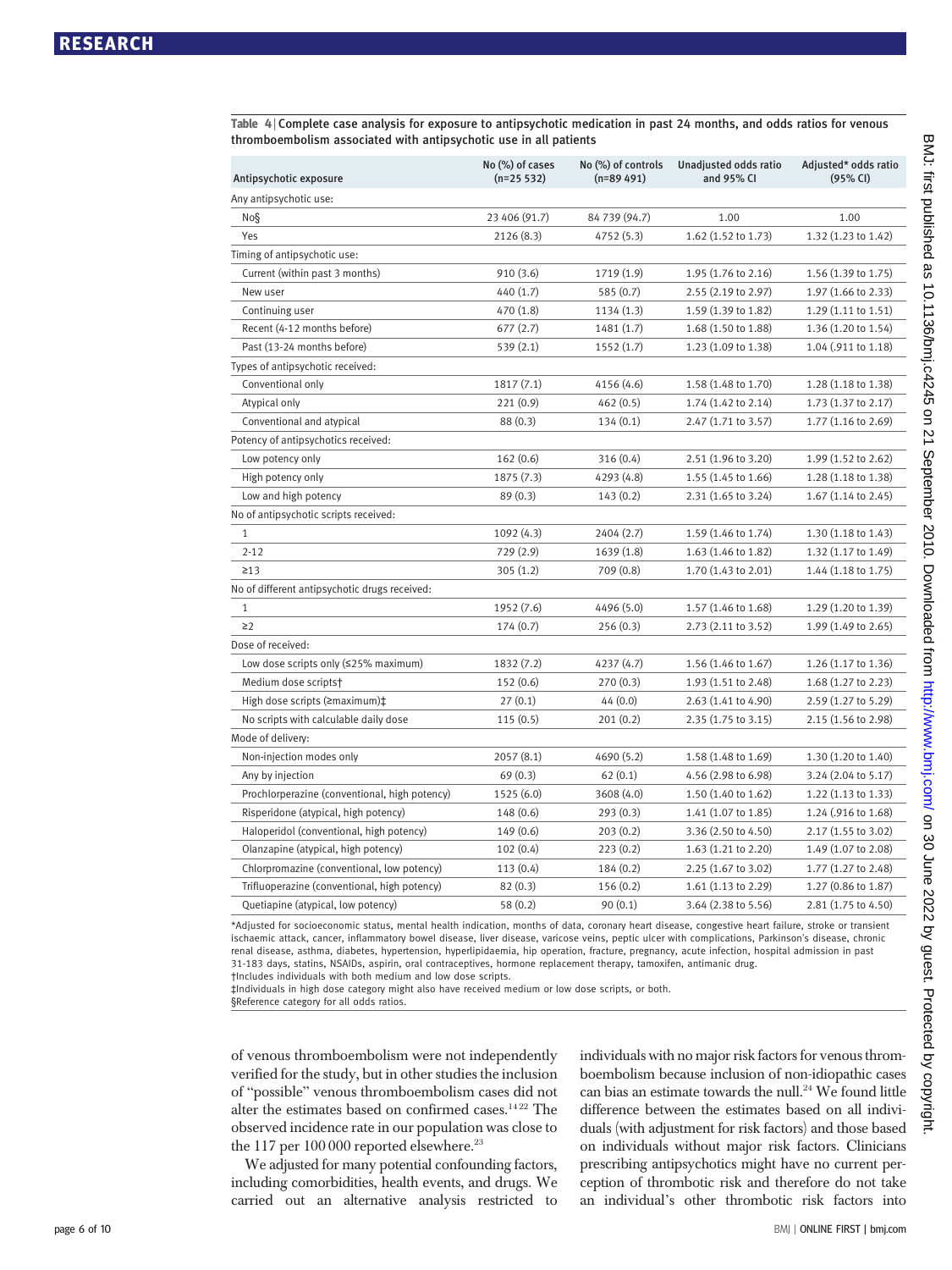**Table 4 | Complete case analysis for exposure to antipsychotic medication in past 24 months, and odds ratios for venous thromboembolism associated with antipsychotic use in all patients**

| Antipsychotic exposure | No (%) of cases (n=25 532) | No (%) of controls (n=89 491) | Unadjusted odds ratio and 95% CI | Adjusted* odds ratio (95% CI) |
|---|---|---|---|---|
| Any antipsychotic use: | | | | |
| No§ | 23 406 (91.7) | 84 739 (94.7) | 1.00 | 1.00 |
| Yes | 2126 (8.3) | 4752 (5.3) | 1.62 (1.52 to 1.73) | 1.32 (1.23 to 1.42) |
| Timing of antipsychotic use: | | | | |
| Current (within past 3 months) | 910 (3.6) | 1719 (1.9) | 1.95 (1.76 to 2.16) | 1.56 (1.39 to 1.75) |
| New user | 440 (1.7) | 585 (0.7) | 2.55 (2.19 to 2.97) | 1.97 (1.66 to 2.33) |
| Continuing user | 470 (1.8) | 1134 (1.3) | 1.59 (1.39 to 1.82) | 1.29 (1.11 to 1.51) |
| Recent (4-12 months before) | 677 (2.7) | 1481 (1.7) | 1.68 (1.50 to 1.88) | 1.36 (1.20 to 1.54) |
| Past (13-24 months before) | 539 (2.1) | 1552 (1.7) | 1.23 (1.09 to 1.38) | 1.04 (.911 to 1.18) |
| Types of antipsychotic received: | | | | |
| Conventional only | 1817 (7.1) | 4156 (4.6) | 1.58 (1.48 to 1.70) | 1.28 (1.18 to 1.38) |
| Atypical only | 221 (0.9) | 462 (0.5) | 1.74 (1.42 to 2.14) | 1.73 (1.37 to 2.17) |
| Conventional and atypical | 88 (0.3) | 134 (0.1) | 2.47 (1.71 to 3.57) | 1.77 (1.16 to 2.69) |
| Potency of antipsychotics received: | | | | |
| Low potency only | 162 (0.6) | 316 (0.4) | 2.51 (1.96 to 3.20) | 1.99 (1.52 to 2.62) |
| High potency only | 1875 (7.3) | 4293 (4.8) | 1.55 (1.45 to 1.66) | 1.28 (1.18 to 1.38) |
| Low and high potency | 89 (0.3) | 143 (0.2) | 2.31 (1.65 to 3.24) | 1.67 (1.14 to 2.45) |
| No of antipsychotic scripts received: | | | | |
| 1 | 1092 (4.3) | 2404 (2.7) | 1.59 (1.46 to 1.74) | 1.30 (1.18 to 1.43) |
| 2-12 | 729 (2.9) | 1639 (1.8) | 1.63 (1.46 to 1.82) | 1.32 (1.17 to 1.49) |
| ≥13 | 305 (1.2) | 709 (0.8) | 1.70 (1.43 to 2.01) | 1.44 (1.18 to 1.75) |
| No of different antipsychotic drugs received: | | | | |
| 1 | 1952 (7.6) | 4496 (5.0) | 1.57 (1.46 to 1.68) | 1.29 (1.20 to 1.39) |
| ≥2 | 174 (0.7) | 256 (0.3) | 2.73 (2.11 to 3.52) | 1.99 (1.49 to 2.65) |
| Dose of received: | | | | |
| Low dose scripts only (≤25% maximum) | 1832 (7.2) | 4237 (4.7) | 1.56 (1.46 to 1.67) | 1.26 (1.17 to 1.36) |
| Medium dose scripts† | 152 (0.6) | 270 (0.3) | 1.93 (1.51 to 2.48) | 1.68 (1.27 to 2.23) |
| High dose scripts (≥maximum)‡ | 27 (0.1) | 44 (0.0) | 2.63 (1.41 to 4.90) | 2.59 (1.27 to 5.29) |
| No scripts with calculable daily dose | 115 (0.5) | 201 (0.2) | 2.35 (1.75 to 3.15) | 2.15 (1.56 to 2.98) |
| Mode of delivery: | | | | |
| Non-injection modes only | 2057 (8.1) | 4690 (5.2) | 1.58 (1.48 to 1.69) | 1.30 (1.20 to 1.40) |
| Any by injection | 69 (0.3) | 62 (0.1) | 4.56 (2.98 to 6.98) | 3.24 (2.04 to 5.17) |
| Prochlorperazine (conventional, high potency) | 1525 (6.0) | 3608 (4.0) | 1.50 (1.40 to 1.62) | 1.22 (1.13 to 1.33) |
| Risperidone (atypical, high potency) | 148 (0.6) | 293 (0.3) | 1.41 (1.07 to 1.85) | 1.24 (.916 to 1.68) |
| Haloperidol (conventional, high potency) | 149 (0.6) | 203 (0.2) | 3.36 (2.50 to 4.50) | 2.17 (1.55 to 3.02) |
| Olanzapine (atypical, high potency) | 102 (0.4) | 223 (0.2) | 1.63 (1.21 to 2.20) | 1.49 (1.07 to 2.08) |
| Chlorpromazine (conventional, low potency) | 113 (0.4) | 184 (0.2) | 2.25 (1.67 to 3.02) | 1.77 (1.27 to 2.48) |
| Trifluoperazine (conventional, high potency) | 82 (0.3) | 156 (0.2) | 1.61 (1.13 to 2.29) | 1.27 (0.86 to 1.87) |
| Quetiapine (atypical, low potency) | 58 (0.2) | 90 (0.1) | 3.64 (2.38 to 5.56) | 2.81 (1.75 to 4.50) |

*Adjusted for socioeconomic status, mental health indication, months of data, coronary heart disease, congestive heart failure, stroke or transient ischaemic attack, cancer, inflammatory bowel disease, liver disease, varicose veins, peptic ulcer with complications, Parkinson's disease, chronic renal disease, asthma, diabetes, hypertension, hyperlipidaemia, hip operation, fracture, pregnancy, acute infection, hospital admission in past 31-183 days, statins, NSAIDs, aspirin, oral contraceptives, hormone replacement therapy, tamoxifen, antimanic drug.
†Includes individuals with both medium and low dose scripts.
‡Individuals in high dose category might also have received medium or low dose scripts, or both.
§Reference category for all odds ratios.

of venous thromboembolism were not independently verified for the study, but in other studies the inclusion of "possible" venous thromboembolism cases did not alter the estimates based on confirmed cases.[14,22] The observed incidence rate in our population was close to the 117 per 100 000 reported elsewhere.[23]

We adjusted for many potential confounding factors, including comorbidities, health events, and drugs. We carried out an alternative analysis restricted to individuals with no major risk factors for venous thromboembolism because inclusion of non-idiopathic cases can bias an estimate towards the null.[24] We found little difference between the estimates based on all individuals (with adjustment for risk factors) and those based on individuals without major risk factors. Clinicians prescribing antipsychotics might have no current perception of thrombotic risk and therefore do not take an individual's other thrombotic risk factors into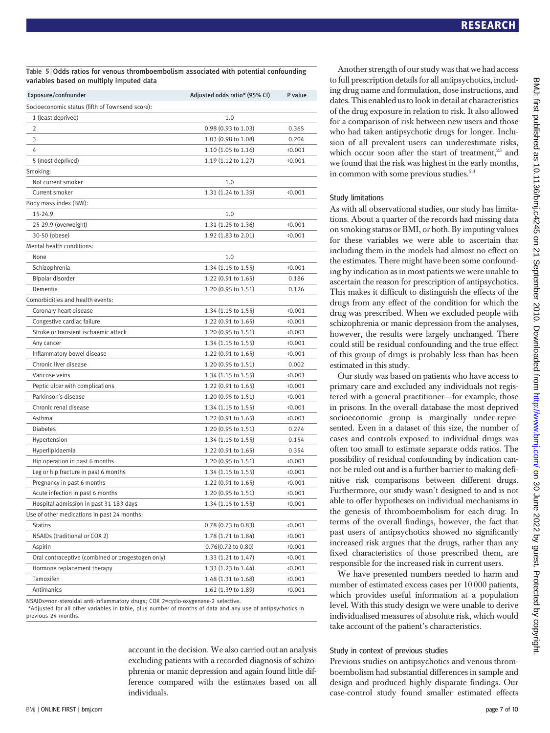**Table 5** | Odds ratios for venous thromboembolism associated with potential confounding variables based on multiply imputed data

| Exposure/confounder | Adjusted odds ratio* (95% CI) | P value |
|---|---|---|
| Socioeconomic status (fifth of Townsend score): | | |
| 1 (least deprived) | 1.0 | |
| 2 | 0.98 (0.93 to 1.03) | 0.365 |
| 3 | 1.03 (0.98 to 1.08) | 0.204 |
| 4 | 1.10 (1.05 to 1.16) | <0.001 |
| 5 (most deprived) | 1.19 (1.12 to 1.27) | <0.001 |
| Smoking: | | |
| Not current smoker | 1.0 | |
| Current smoker | 1.31 (1.24 to 1.39) | <0.001 |
| Body mass index (BMI): | | |
| 15-24.9 | 1.0 | |
| 25-29.9 (overweight) | 1.31 (1.25 to 1.36) | <0.001 |
| 30-50 (obese) | 1.92 (1.83 to 2.01) | <0.001 |
| Mental health conditions: | | |
| None | 1.0 | |
| Schizophrenia | 1.34 (1.15 to 1.55) | <0.001 |
| Bipolar disorder | 1.22 (0.91 to 1.65) | 0.186 |
| Dementia | 1.20 (0.95 to 1.51) | 0.126 |
| Comorbidities and health events: | | |
| Coronary heart disease | 1.34 (1.15 to 1.55) | <0.001 |
| Congestive cardiac failure | 1.22 (0.91 to 1.65) | <0.001 |
| Stroke or transient ischaemic attack | 1.20 (0.95 to 1.51) | <0.001 |
| Any cancer | 1.34 (1.15 to 1.55) | <0.001 |
| Inflammatory bowel disease | 1.22 (0.91 to 1.65) | <0.001 |
| Chronic liver disease | 1.20 (0.95 to 1.51) | 0.002 |
| Varicose veins | 1.34 (1.15 to 1.55) | <0.001 |
| Peptic ulcer with complications | 1.22 (0.91 to 1.65) | <0.001 |
| Parkinson's disease | 1.20 (0.95 to 1.51) | <0.001 |
| Chronic renal disease | 1.34 (1.15 to 1.55) | <0.001 |
| Asthma | 1.22 (0.91 to 1.65) | <0.001 |
| Diabetes | 1.20 (0.95 to 1.51) | 0.274 |
| Hypertension | 1.34 (1.15 to 1.55) | 0.154 |
| Hyperlipidaemia | 1.22 (0.91 to 1.65) | 0.354 |
| Hip operation in past 6 months | 1.20 (0.95 to 1.51) | <0.001 |
| Leg or hip fracture in past 6 months | 1.34 (1.15 to 1.55) | <0.001 |
| Pregnancy in past 6 months | 1.22 (0.91 to 1.65) | <0.001 |
| Acute infection in past 6 months | 1.20 (0.95 to 1.51) | <0.001 |
| Hospital admission in past 31-183 days | 1.34 (1.15 to 1.55) | <0.001 |
| Use of other medications in past 24 months: | | |
| Statins | 0.78 (0.73 to 0.83) | <0.001 |
| NSAIDs (traditional or COX 2) | 1.78 (1.71 to 1.84) | <0.001 |
| Aspirin | 0.76(0.72 to 0.80) | <0.001 |
| Oral contraceptive (combined or progestogen only) | 1.33 (1.21 to 1.47) | <0.001 |
| Hormone replacement therapy | 1.33 (1.23 to 1.44) | <0.001 |
| Tamoxifen | 1.48 (1.31 to 1.68) | <0.001 |
| Antimanics | 1.62 (1.39 to 1.89) | <0.001 |

NSAIDs=non-steroidal anti-inflammatory drugs; COX 2=cyclo-oxygenase-2 selective.
*Adjusted for all other variables in table, plus number of months of data and any use of antipsychotics in previous 24 months.

account in the decision. We also carried out an analysis excluding patients with a recorded diagnosis of schizophrenia or manic depression and again found little difference compared with the estimates based on all individuals.

Another strength of our study was that we had access to full prescription details for all antipsychotics, including drug name and formulation, dose instructions, and dates. This enabled us to look in detail at characteristics of the drug exposure in relation to risk. It also allowed for a comparison of risk between new users and those who had taken antipsychotic drugs for longer. Inclusion of all prevalent users can underestimate risks, which occur soon after the start of treatment,[25] and we found that the risk was highest in the early months, in common with some previous studies.[5 9]

### Study limitations

As with all observational studies, our study has limitations. About a quarter of the records had missing data on smoking status or BMI, or both. By imputing values for these variables we were able to ascertain that including them in the models had almost no effect on the estimates. There might have been some confounding by indication as in most patients we were unable to ascertain the reason for prescription of antipsychotics. This makes it difficult to distinguish the effects of the drugs from any effect of the condition for which the drug was prescribed. When we excluded people with schizophrenia or manic depression from the analyses, however, the results were largely unchanged. There could still be residual confounding and the true effect of this group of drugs is probably less than has been estimated in this study.

Our study was based on patients who have access to primary care and excluded any individuals not registered with a general practitioner—for example, those in prisons. In the overall database the most deprived socioeconomic group is marginally under-represented. Even in a dataset of this size, the number of cases and controls exposed to individual drugs was often too small to estimate separate odds ratios. The possibility of residual confounding by indication cannot be ruled out and is a further barrier to making definitive risk comparisons between different drugs. Furthermore, our study wasn't designed to and is not able to offer hypotheses on individual mechanisms in the genesis of thromboembolism for each drug. In terms of the overall findings, however, the fact that past users of antipsychotics showed no significantly increased risk argues that the drugs, rather than any fixed characteristics of those prescribed them, are responsible for the increased risk in current users.

We have presented numbers needed to harm and number of estimated excess cases per 10 000 patients, which provides useful information at a population level. With this study design we were unable to derive individualised measures of absolute risk, which would take account of the patient's characteristics.

### Study in context of previous studies

Previous studies on antipsychotics and venous thromboembolism had substantial differences in sample and design and produced highly disparate findings. Our case-control study found smaller estimated effects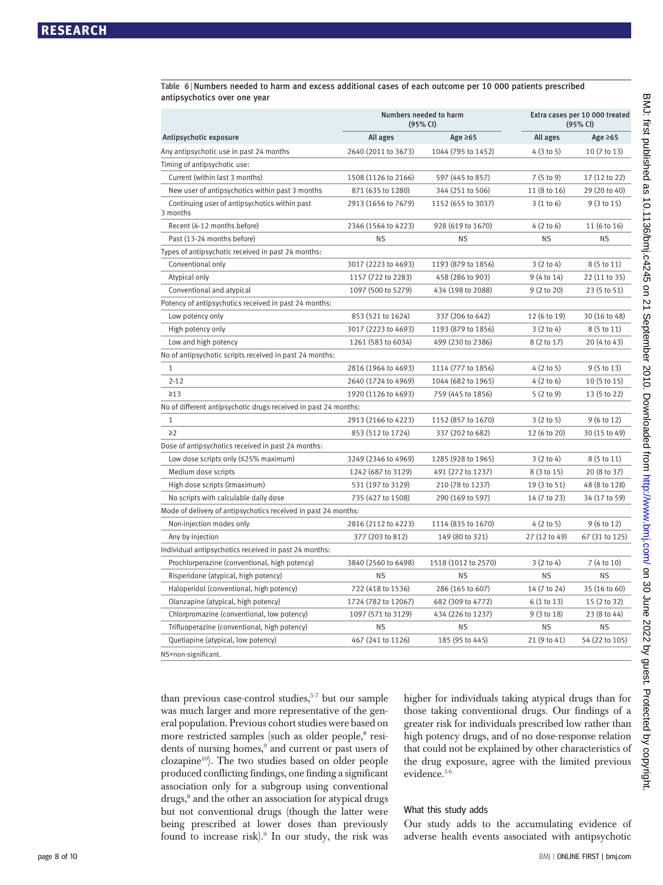Table 6 | Numbers needed to harm and excess additional cases of each outcome per 10 000 patients prescribed antipsychotics over one year

| | Numbers needed to harm (95% CI) | | Extra cases per 10 000 treated (95% CI) | |
|---|---|---|---|---|
| Antipsychotic exposure | All ages | Age ≥65 | All ages | Age ≥65 |
| Any antipsychotic use in past 24 months | 2640 (2011 to 3673) | 1044 (795 to 1452) | 4 (3 to 5) | 10 (7 to 13) |
| Timing of antipsychotic use: | | | | |
| Current (within last 3 months) | 1508 (1126 to 2166) | 597 (445 to 857) | 7 (5 to 9) | 17 (12 to 22) |
| New user of antipsychotics within past 3 months | 871 (635 to 1280) | 344 (251 to 506) | 11 (8 to 16) | 29 (20 to 40) |
| Continuing user of antipsychotics within past 3 months | 2913 (1656 to 7679) | 1152 (655 to 3037) | 3 (1 to 6) | 9 (3 to 15) |
| Recent (4-12 months before) | 2346 (1564 to 4223) | 928 (619 to 1670) | 4 (2 to 6) | 11 (6 to 16) |
| Past (13-24 months before) | NS | NS | NS | NS |
| Types of antipsychotic received in past 24 months: | | | | |
| Conventional only | 3017 (2223 to 4693) | 1193 (879 to 1856) | 3 (2 to 4) | 8 (5 to 11) |
| Atypical only | 1157 (722 to 2283) | 458 (286 to 903) | 9 (4 to 14) | 22 (11 to 35) |
| Conventional and atypical | 1097 (500 to 5279) | 434 (198 to 2088) | 9 (2 to 20) | 23 (5 to 51) |
| Potency of antipsychotics received in past 24 months: | | | | |
| Low potency only | 853 (521 to 1624) | 337 (206 to 642) | 12 (6 to 19) | 30 (16 to 48) |
| High potency only | 3017 (2223 to 4693) | 1193 (879 to 1856) | 3 (2 to 4) | 8 (5 to 11) |
| Low and high potency | 1261 (583 to 6034) | 499 (230 to 2386) | 8 (2 to 17) | 20 (4 to 43) |
| No of antipsychotic scripts received in past 24 months: | | | | |
| 1 | 2816 (1964 to 4693) | 1114 (777 to 1856) | 4 (2 to 5) | 9 (5 to 13) |
| 2-12 | 2640 (1724 to 4969) | 1044 (682 to 1965) | 4 (2 to 6) | 10 (5 to 15) |
| ≥13 | 1920 (1126 to 4693) | 759 (445 to 1856) | 5 (2 to 9) | 13 (5 to 22) |
| No of different antipsychotic drugs received in past 24 months: | | | | |
| 1 | 2913 (2166 to 4223) | 1152 (857 to 1670) | 3 (2 to 5) | 9 (6 to 12) |
| ≥2 | 853 (512 to 1724) | 337 (202 to 682) | 12 (6 to 20) | 30 (15 to 49) |
| Dose of antipsychotics received in past 24 months: | | | | |
| Low dose scripts only (≤25% maximum) | 3249 (2346 to 4969) | 1285 (928 to 1965) | 3 (2 to 4) | 8 (5 to 11) |
| Medium dose scripts | 1242 (687 to 3129) | 491 (272 to 1237) | 8 (3 to 15) | 20 (8 to 37) |
| High dose scripts (≥maximum) | 531 (197 to 3129) | 210 (78 to 1237) | 19 (3 to 51) | 48 (8 to 128) |
| No scripts with calculable daily dose | 735 (427 to 1508) | 290 (169 to 597) | 14 (7 to 23) | 34 (17 to 59) |
| Mode of delivery of antipsychotics received in past 24 months: | | | | |
| Non-injection modes only | 2816 (2112 to 4223) | 1114 (835 to 1670) | 4 (2 to 5) | 9 (6 to 12) |
| Any by injection | 377 (203 to 812) | 149 (80 to 321) | 27 (12 to 49) | 67 (31 to 125) |
| Individual antipsychotics received in past 24 months: | | | | |
| Prochlorperazine (conventional, high potency) | 3840 (2560 to 6498) | 1518 (1012 to 2570) | 3 (2 to 4) | 7 (4 to 10) |
| Risperidone (atypical, high potency) | NS | NS | NS | NS |
| Haloperidol (conventional, high potency) | 722 (418 to 1536) | 286 (165 to 607) | 14 (7 to 24) | 35 (16 to 60) |
| Olanzapine (atypical, high potency) | 1724 (782 to 12067) | 682 (309 to 4772) | 6 (1 to 13) | 15 (2 to 32) |
| Chlorpromazine (conventional, low potency) | 1097 (571 to 3129) | 434 (226 to 1237) | 9 (3 to 18) | 23 (8 to 44) |
| Trifluoperazine (conventional, high potency) | NS | NS | NS | NS |
| Quetiapine (atypical, low potency) | 467 (241 to 1126) | 185 (95 to 445) | 21 (9 to 41) | 54 (22 to 105) |

NS=non-significant.

than previous case-control studies,[5-7] but our sample was much larger and more representative of the general population. Previous cohort studies were based on more restricted samples (such as older people,[8] residents of nursing homes,[9] and current or past users of clozapine[10]). The two studies based on older people produced conflicting findings, one finding a significant association only for a subgroup using conventional drugs,[8] and the other an association for atypical drugs but not conventional drugs (though the latter were being prescribed at lower doses than previously found to increase risk).[9] In our study, the risk was higher for individuals taking atypical drugs than for those taking conventional drugs. Our findings of a greater risk for individuals prescribed low rather than high potency drugs, and of no dose-response relation that could not be explained by other characteristics of the drug exposure, agree with the limited previous evidence.[5 6]

### What this study adds

Our study adds to the accumulating evidence of adverse health events associated with antipsychotic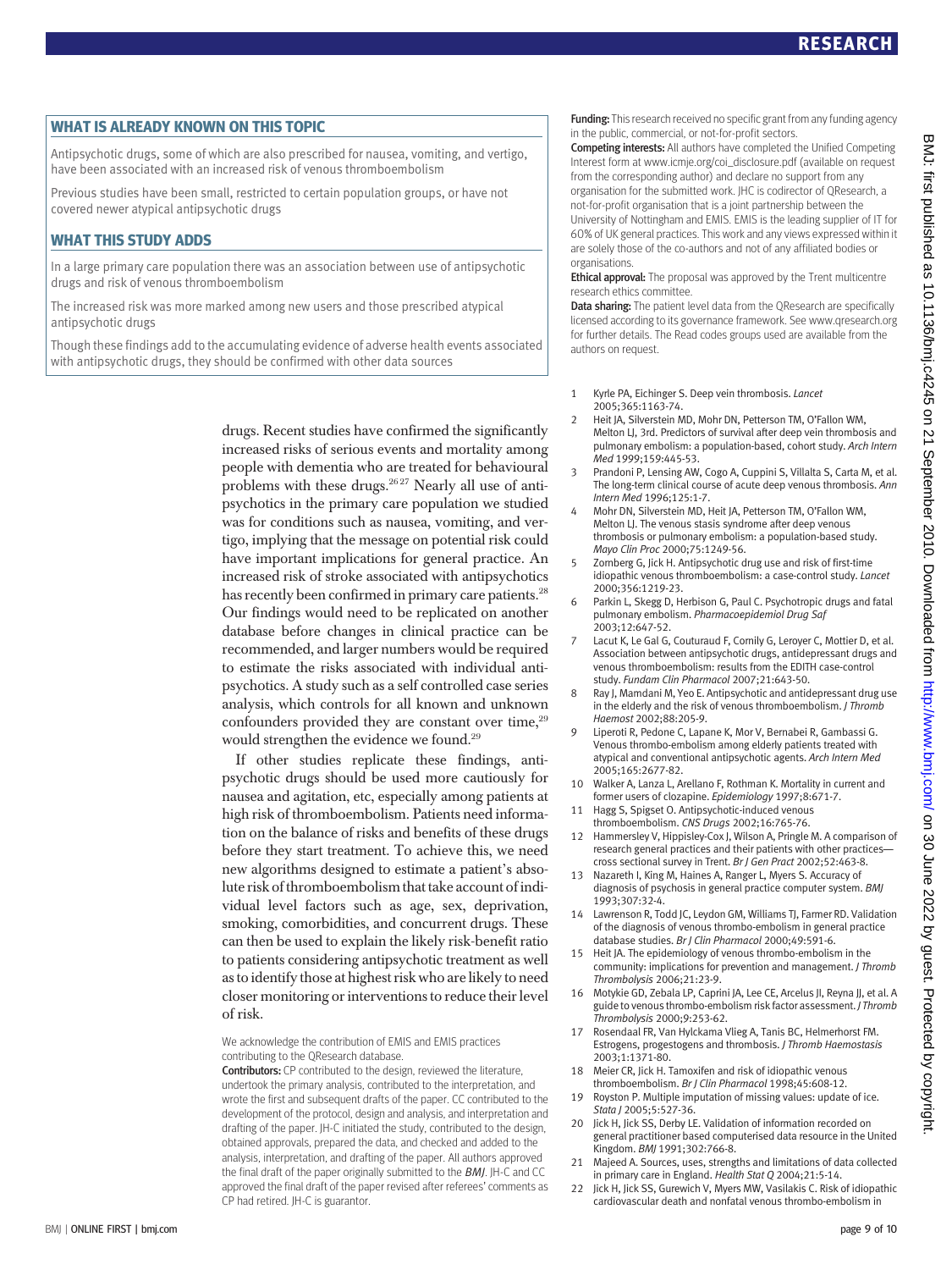## WHAT IS ALREADY KNOWN ON THIS TOPIC

Antipsychotic drugs, some of which are also prescribed for nausea, vomiting, and vertigo, have been associated with an increased risk of venous thromboembolism

Previous studies have been small, restricted to certain population groups, or have not covered newer atypical antipsychotic drugs

## WHAT THIS STUDY ADDS

In a large primary care population there was an association between use of antipsychotic drugs and risk of venous thromboembolism

The increased risk was more marked among new users and those prescribed atypical antipsychotic drugs

Though these findings add to the accumulating evidence of adverse health events associated with antipsychotic drugs, they should be confirmed with other data sources

drugs. Recent studies have confirmed the significantly increased risks of serious events and mortality among people with dementia who are treated for behavioural problems with these drugs.[26 27] Nearly all use of antipsychotics in the primary care population we studied was for conditions such as nausea, vomiting, and vertigo, implying that the message on potential risk could have important implications for general practice. An increased risk of stroke associated with antipsychotics has recently been confirmed in primary care patients.[28] Our findings would need to be replicated on another database before changes in clinical practice can be recommended, and larger numbers would be required to estimate the risks associated with individual antipsychotics. A study such as a self controlled case series analysis, which controls for all known and unknown confounders provided they are constant over time,[29] would strengthen the evidence we found.[29]

If other studies replicate these findings, antipsychotic drugs should be used more cautiously for nausea and agitation, etc, especially among patients at high risk of thromboembolism. Patients need information on the balance of risks and benefits of these drugs before they start treatment. To achieve this, we need new algorithms designed to estimate a patient's absolute risk of thromboembolism that take account of individual level factors such as age, sex, deprivation, smoking, comorbidities, and concurrent drugs. These can then be used to explain the likely risk-benefit ratio to patients considering antipsychotic treatment as well as to identify those at highest risk who are likely to need closer monitoring or interventions to reduce their level of risk.

We acknowledge the contribution of EMIS and EMIS practices contributing to the QResearch database.

**Contributors:** CP contributed to the design, reviewed the literature, undertook the primary analysis, contributed to the interpretation, and wrote the first and subsequent drafts of the paper. CC contributed to the development of the protocol, design and analysis, and interpretation and drafting of the paper. JH-C initiated the study, contributed to the design, obtained approvals, prepared the data, and checked and added to the analysis, interpretation, and drafting of the paper. All authors approved the final draft of the paper originally submitted to the *BMJ*. JH-C and CC approved the final draft of the paper revised after referees' comments as CP had retired. JH-C is guarantor.

**Funding:** This research received no specific grant from any funding agency in the public, commercial, or not-for-profit sectors.

**Competing interests:** All authors have completed the Unified Competing Interest form at www.icmje.org/coi_disclosure.pdf (available on request from the corresponding author) and declare no support from any organisation for the submitted work. JHC is codirector of QResearch, a not-for-profit organisation that is a joint partnership between the University of Nottingham and EMIS. EMIS is the leading supplier of IT for 60% of UK general practices. This work and any views expressed within it are solely those of the co-authors and not of any affiliated bodies or organisations.

**Ethical approval:** The proposal was approved by the Trent multicentre research ethics committee.

**Data sharing:** The patient level data from the QResearch are specifically licensed according to its governance framework. See www.qresearch.org for further details. The Read codes groups used are available from the authors on request.

1. Kyrle PA, Eichinger S. Deep vein thrombosis. *Lancet* 2005;365:1163-74.
2. Heit JA, Silverstein MD, Mohr DN, Petterson TM, O'Fallon WM, Melton LJ, 3rd. Predictors of survival after deep vein thrombosis and pulmonary embolism: a population-based, cohort study. *Arch Intern Med* 1999;159:445-53.
3. Prandoni P, Lensing AW, Cogo A, Cuppini S, Villalta S, Carta M, et al. The long-term clinical course of acute deep venous thrombosis. *Ann Intern Med* 1996;125:1-7.
4. Mohr DN, Silverstein MD, Heit JA, Petterson TM, O'Fallon WM, Melton LJ. The venous stasis syndrome after deep venous thrombosis or pulmonary embolism: a population-based study. *Mayo Clin Proc* 2000;75:1249-56.
5. Zornberg G, Jick H. Antipsychotic drug use and risk of first-time idiopathic venous thromboembolism: a case-control study. *Lancet* 2000;356:1219-23.
6. Parkin L, Skegg D, Herbison G, Paul C. Psychotropic drugs and fatal pulmonary embolism. *Pharmacoepidemiol Drug Saf* 2003;12:647-52.
7. Lacut K, Le Gal G, Couturaud F, Comily G, Leroyer C, Mottier D, et al. Association between antipsychotic drugs, antidepressant drugs and venous thromboembolism: results from the EDITH case-control study. *Fundam Clin Pharmacol* 2007;21:643-50.
8. Ray J, Mamdani M, Yeo E. Antipsychotic and antidepressant drug use in the elderly and the risk of venous thromboembolism. *J Thromb Haemost* 2002;88:205-9.
9. Liperoti R, Pedone C, Lapane K, Mor V, Bernabei R, Gambassi G. Venous thrombo-embolism among elderly patients treated with atypical and conventional antipsychotic agents. *Arch Intern Med* 2005;165:2677-82.
10. Walker A, Lanza L, Arellano F, Rothman K. Mortality in current and former users of clozapine. *Epidemiology* 1997;8:671-7.
11. Hagg S, Spigset O. Antipsychotic-induced venous thromboembolism. *CNS Drugs* 2002;16:765-76.
12. Hammersley V, Hippisley-Cox J, Wilson A, Pringle M. A comparison of research general practices and their patients with other practices—cross sectional survey in Trent. *Br J Gen Pract* 2002;52:463-8.
13. Nazareth I, King M, Haines A, Ranger L, Myers S. Accuracy of diagnosis of psychosis in general practice computer system. *BMJ* 1993;307:32-4.
14. Lawrenson R, Todd JC, Leydon GM, Williams TJ, Farmer RD. Validation of the diagnosis of venous thrombo-embolism in general practice database studies. *Br J Clin Pharmacol* 2000;49:591-6.
15. Heit JA. The epidemiology of venous thrombo-embolism in the community: implications for prevention and management. *J Thromb Thrombolysis* 2006;21:23-9.
16. Motykie GD, Zebala LP, Caprini JA, Lee CE, Arcelus JI, Reyna JJ, et al. A guide to venous thrombo-embolism risk factor assessment. *J Thromb Thrombolysis* 2000;9:253-62.
17. Rosendaal FR, Van Hylckama Vlieg A, Tanis BC, Helmerhorst FM. Estrogens, progestogens and thrombosis. *J Thromb Haemostasis* 2003;1:1371-80.
18. Meier CR, Jick H. Tamoxifen and risk of idiopathic venous thromboembolism. *Br J Clin Pharmacol* 1998;45:608-12.
19. Royston P. Multiple imputation of missing values: update of ice. *Stata J* 2005;5:527-36.
20. Jick H, Jick SS, Derby LE. Validation of information recorded on general practitioner based computerised data resource in the United Kingdom. *BMJ* 1991;302:766-8.
21. Majeed A. Sources, uses, strengths and limitations of data collected in primary care in England. *Health Stat Q* 2004;21:5-14.
22. Jick H, Jick SS, Gurewich V, Myers MW, Vasilakis C. Risk of idiopathic cardiovascular death and nonfatal venous thrombo-embolism in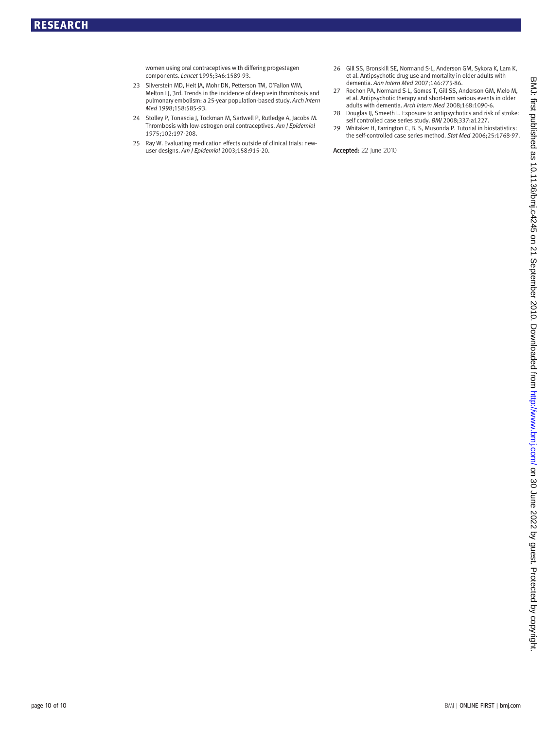women using oral contraceptives with differing progestagen components. *Lancet* 1995;346:1589-93.

23 Silverstein MD, Heit JA, Mohr DN, Petterson TM, O'Fallon WM, Melton LJ, 3rd. Trends in the incidence of deep vein thrombosis and pulmonary embolism: a 25-year population-based study. *Arch Intern Med* 1998;158:585-93.

24 Stolley P, Tonascia J, Tockman M, Sartwell P, Rutledge A, Jacobs M. Thrombosis with low-estrogen oral contraceptives. *Am J Epidemiol* 1975;102:197-208.

25 Ray W. Evaluating medication effects outside of clinical trials: new-user designs. *Am J Epidemiol* 2003;158:915-20.

26 Gill SS, Bronskill SE, Normand S-L, Anderson GM, Sykora K, Lam K, et al. Antipsychotic drug use and mortality in older adults with dementia. *Ann Intern Med* 2007;146:775-86.

27 Rochon PA, Normand S-L, Gomes T, Gill SS, Anderson GM, Melo M, et al. Antipsychotic therapy and short-term serious events in older adults with dementia. *Arch Intern Med* 2008;168:1090-6.

28 Douglas IJ, Smeeth L. Exposure to antipsychotics and risk of stroke: self controlled case series study. *BMJ* 2008;337:a1227.

29 Whitaker H, Farrington C, B. S, Musonda P. Tutorial in biostatistics: the self-controlled case series method. *Stat Med* 2006;25:1768-97.

**Accepted:** 22 June 2010